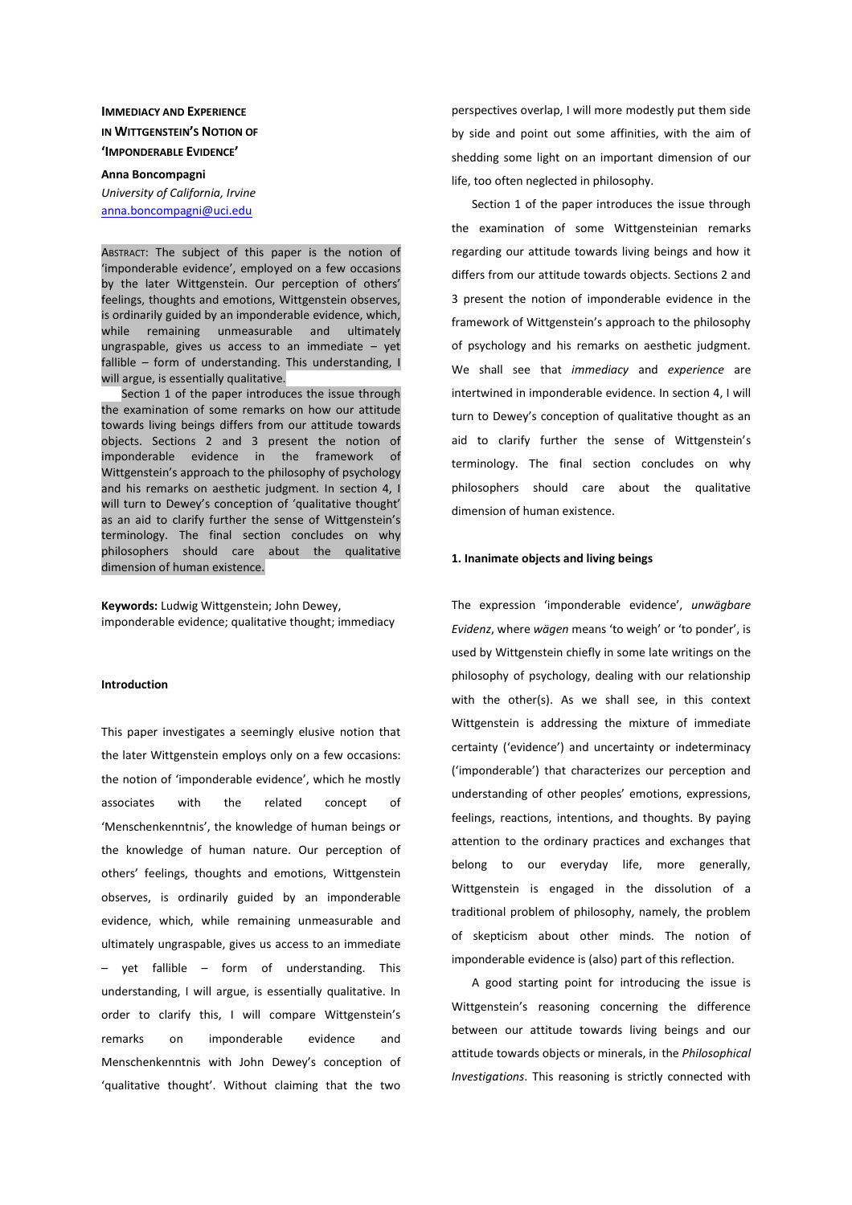# IMMEDIACY AND EXPERIENCE IN WITTGENSTEIN'S NOTION OF 'IMPONDERABLE EVIDENCE'

**Anna Boncompagni**
*University of California, Irvine*
anna.boncompagni@uci.edu

ABSTRACT: The subject of this paper is the notion of 'imponderable evidence', employed on a few occasions by the later Wittgenstein. Our perception of others' feelings, thoughts and emotions, Wittgenstein observes, is ordinarily guided by an imponderable evidence, which, while remaining unmeasurable and ultimately ungraspable, gives us access to an immediate – yet fallible – form of understanding. This understanding, I will argue, is essentially qualitative.

Section 1 of the paper introduces the issue through the examination of some remarks on how our attitude towards living beings differs from our attitude towards objects. Sections 2 and 3 present the notion of imponderable evidence in the framework of Wittgenstein's approach to the philosophy of psychology and his remarks on aesthetic judgment. In section 4, I will turn to Dewey's conception of 'qualitative thought' as an aid to clarify further the sense of Wittgenstein's terminology. The final section concludes on why philosophers should care about the qualitative dimension of human existence.

**Keywords:** Ludwig Wittgenstein; John Dewey, imponderable evidence; qualitative thought; immediacy

## Introduction

This paper investigates a seemingly elusive notion that the later Wittgenstein employs only on a few occasions: the notion of 'imponderable evidence', which he mostly associates with the related concept of 'Menschenkenntnis', the knowledge of human beings or the knowledge of human nature. Our perception of others' feelings, thoughts and emotions, Wittgenstein observes, is ordinarily guided by an imponderable evidence, which, while remaining unmeasurable and ultimately ungraspable, gives us access to an immediate – yet fallible – form of understanding. This understanding, I will argue, is essentially qualitative. In order to clarify this, I will compare Wittgenstein's remarks on imponderable evidence and Menschenkenntnis with John Dewey's conception of 'qualitative thought'. Without claiming that the two perspectives overlap, I will more modestly put them side by side and point out some affinities, with the aim of shedding some light on an important dimension of our life, too often neglected in philosophy.

Section 1 of the paper introduces the issue through the examination of some Wittgensteinian remarks regarding our attitude towards living beings and how it differs from our attitude towards objects. Sections 2 and 3 present the notion of imponderable evidence in the framework of Wittgenstein's approach to the philosophy of psychology and his remarks on aesthetic judgment. We shall see that *immediacy* and *experience* are intertwined in imponderable evidence. In section 4, I will turn to Dewey's conception of qualitative thought as an aid to clarify further the sense of Wittgenstein's terminology. The final section concludes on why philosophers should care about the qualitative dimension of human existence.

## 1. Inanimate objects and living beings

The expression 'imponderable evidence', *unwägbare Evidenz*, where *wägen* means 'to weigh' or 'to ponder', is used by Wittgenstein chiefly in some late writings on the philosophy of psychology, dealing with our relationship with the other(s). As we shall see, in this context Wittgenstein is addressing the mixture of immediate certainty ('evidence') and uncertainty or indeterminacy ('imponderable') that characterizes our perception and understanding of other peoples' emotions, expressions, feelings, reactions, intentions, and thoughts. By paying attention to the ordinary practices and exchanges that belong to our everyday life, more generally, Wittgenstein is engaged in the dissolution of a traditional problem of philosophy, namely, the problem of skepticism about other minds. The notion of imponderable evidence is (also) part of this reflection.

A good starting point for introducing the issue is Wittgenstein's reasoning concerning the difference between our attitude towards living beings and our attitude towards objects or minerals, in the *Philosophical Investigations*. This reasoning is strictly connected with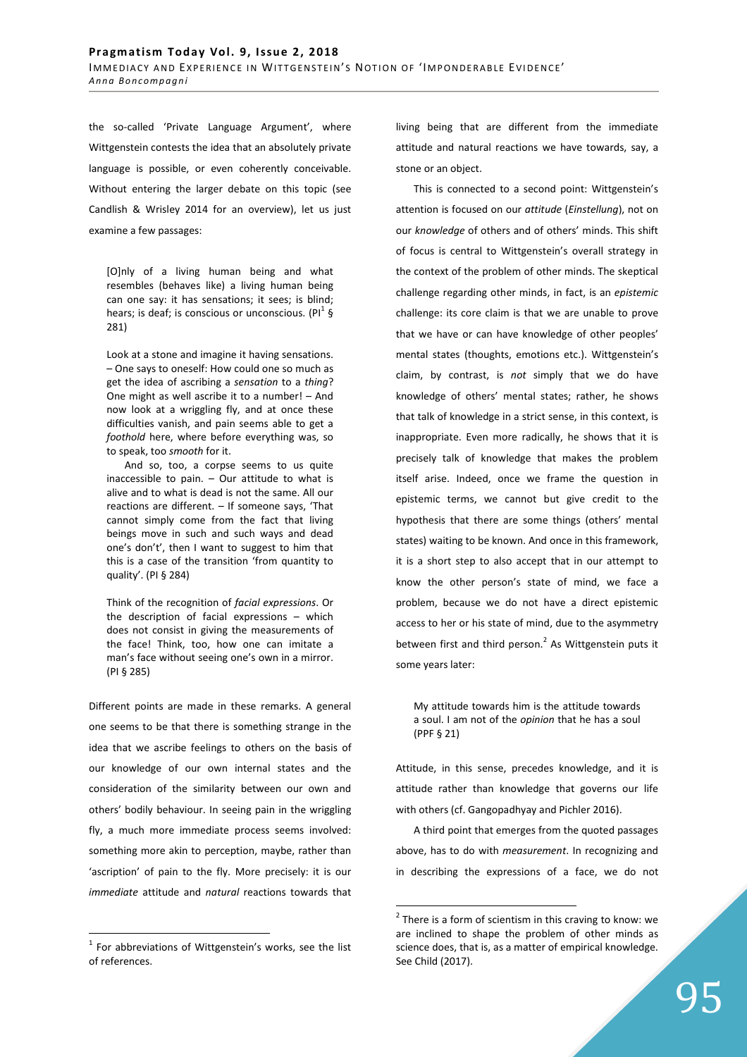the so-called 'Private Language Argument', where Wittgenstein contests the idea that an absolutely private language is possible, or even coherently conceivable. Without entering the larger debate on this topic (see Candlish & Wrisley 2014 for an overview), let us just examine a few passages:

> [O]nly of a living human being and what resembles (behaves like) a living human being can one say: it has sensations; it sees; is blind; hears; is deaf; is conscious or unconscious. (PI[1] § 281)

> Look at a stone and imagine it having sensations. – One says to oneself: How could one so much as get the idea of ascribing a *sensation* to a *thing*? One might as well ascribe it to a number! – And now look at a wriggling fly, and at once these difficulties vanish, and pain seems able to get a *foothold* here, where before everything was, so to speak, too *smooth* for it.
>
> And so, too, a corpse seems to us quite inaccessible to pain. – Our attitude to what is alive and to what is dead is not the same. All our reactions are different. – If someone says, 'That cannot simply come from the fact that living beings move in such and such ways and dead one's don't', then I want to suggest to him that this is a case of the transition 'from quantity to quality'. (PI § 284)

> Think of the recognition of *facial expressions*. Or the description of facial expressions – which does not consist in giving the measurements of the face! Think, too, how one can imitate a man's face without seeing one's own in a mirror. (PI § 285)

Different points are made in these remarks. A general one seems to be that there is something strange in the idea that we ascribe feelings to others on the basis of our knowledge of our own internal states and the consideration of the similarity between our own and others' bodily behaviour. In seeing pain in the wriggling fly, a much more immediate process seems involved: something more akin to perception, maybe, rather than 'ascription' of pain to the fly. More precisely: it is our *immediate* attitude and *natural* reactions towards that living being that are different from the immediate attitude and natural reactions we have towards, say, a stone or an object.

This is connected to a second point: Wittgenstein's attention is focused on our *attitude* (*Einstellung*), not on our *knowledge* of others and of others' minds. This shift of focus is central to Wittgenstein's overall strategy in the context of the problem of other minds. The skeptical challenge regarding other minds, in fact, is an *epistemic* challenge: its core claim is that we are unable to prove that we have or can have knowledge of other peoples' mental states (thoughts, emotions etc.). Wittgenstein's claim, by contrast, is *not* simply that we do have knowledge of others' mental states; rather, he shows that talk of knowledge in a strict sense, in this context, is inappropriate. Even more radically, he shows that it is precisely talk of knowledge that makes the problem itself arise. Indeed, once we frame the question in epistemic terms, we cannot but give credit to the hypothesis that there are some things (others' mental states) waiting to be known. And once in this framework, it is a short step to also accept that in our attempt to know the other person's state of mind, we face a problem, because we do not have a direct epistemic access to her or his state of mind, due to the asymmetry between first and third person.[2] As Wittgenstein puts it some years later:

> My attitude towards him is the attitude towards a soul. I am not of the *opinion* that he has a soul (PPF § 21)

Attitude, in this sense, precedes knowledge, and it is attitude rather than knowledge that governs our life with others (cf. Gangopadhyay and Pichler 2016).

A third point that emerges from the quoted passages above, has to do with *measurement*. In recognizing and in describing the expressions of a face, we do not

---

[1] For abbreviations of Wittgenstein's works, see the list of references.

[2] There is a form of scientism in this craving to know: we are inclined to shape the problem of other minds as science does, that is, as a matter of empirical knowledge. See Child (2017).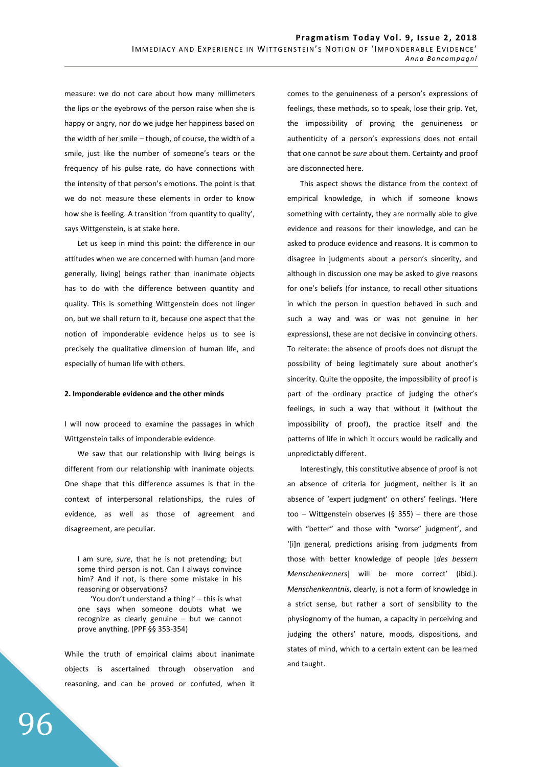measure: we do not care about how many millimeters the lips or the eyebrows of the person raise when she is happy or angry, nor do we judge her happiness based on the width of her smile – though, of course, the width of a smile, just like the number of someone's tears or the frequency of his pulse rate, do have connections with the intensity of that person's emotions. The point is that we do not measure these elements in order to know how she is feeling. A transition 'from quantity to quality', says Wittgenstein, is at stake here.

Let us keep in mind this point: the difference in our attitudes when we are concerned with human (and more generally, living) beings rather than inanimate objects has to do with the difference between quantity and quality. This is something Wittgenstein does not linger on, but we shall return to it, because one aspect that the notion of imponderable evidence helps us to see is precisely the qualitative dimension of human life, and especially of human life with others.

**2. Imponderable evidence and the other minds**

I will now proceed to examine the passages in which Wittgenstein talks of imponderable evidence.

We saw that our relationship with living beings is different from our relationship with inanimate objects. One shape that this difference assumes is that in the context of interpersonal relationships, the rules of evidence, as well as those of agreement and disagreement, are peculiar.

> I am sure, *sure*, that he is not pretending; but some third person is not. Can I always convince him? And if not, is there some mistake in his reasoning or observations?
>
> 'You don't understand a thing!' – this is what one says when someone doubts what we recognize as clearly genuine – but we cannot prove anything. (PPF §§ 353-354)

While the truth of empirical claims about inanimate objects is ascertained through observation and reasoning, and can be proved or confuted, when it comes to the genuineness of a person's expressions of feelings, these methods, so to speak, lose their grip. Yet, the impossibility of proving the genuineness or authenticity of a person's expressions does not entail that one cannot be *sure* about them. Certainty and proof are disconnected here.

This aspect shows the distance from the context of empirical knowledge, in which if someone knows something with certainty, they are normally able to give evidence and reasons for their knowledge, and can be asked to produce evidence and reasons. It is common to disagree in judgments about a person's sincerity, and although in discussion one may be asked to give reasons for one's beliefs (for instance, to recall other situations in which the person in question behaved in such and such a way and was or was not genuine in her expressions), these are not decisive in convincing others. To reiterate: the absence of proofs does not disrupt the possibility of being legitimately sure about another's sincerity. Quite the opposite, the impossibility of proof is part of the ordinary practice of judging the other's feelings, in such a way that without it (without the impossibility of proof), the practice itself and the patterns of life in which it occurs would be radically and unpredictably different.

Interestingly, this constitutive absence of proof is not an absence of criteria for judgment, neither is it an absence of 'expert judgment' on others' feelings. 'Here too – Wittgenstein observes (§ 355) – there are those with "better" and those with "worse" judgment', and '[i]n general, predictions arising from judgments from those with better knowledge of people [*des bessern Menschenkenners*] will be more correct' (ibid.). *Menschenkenntnis*, clearly, is not a form of knowledge in a strict sense, but rather a sort of sensibility to the physiognomy of the human, a capacity in perceiving and judging the others' nature, moods, dispositions, and states of mind, which to a certain extent can be learned and taught.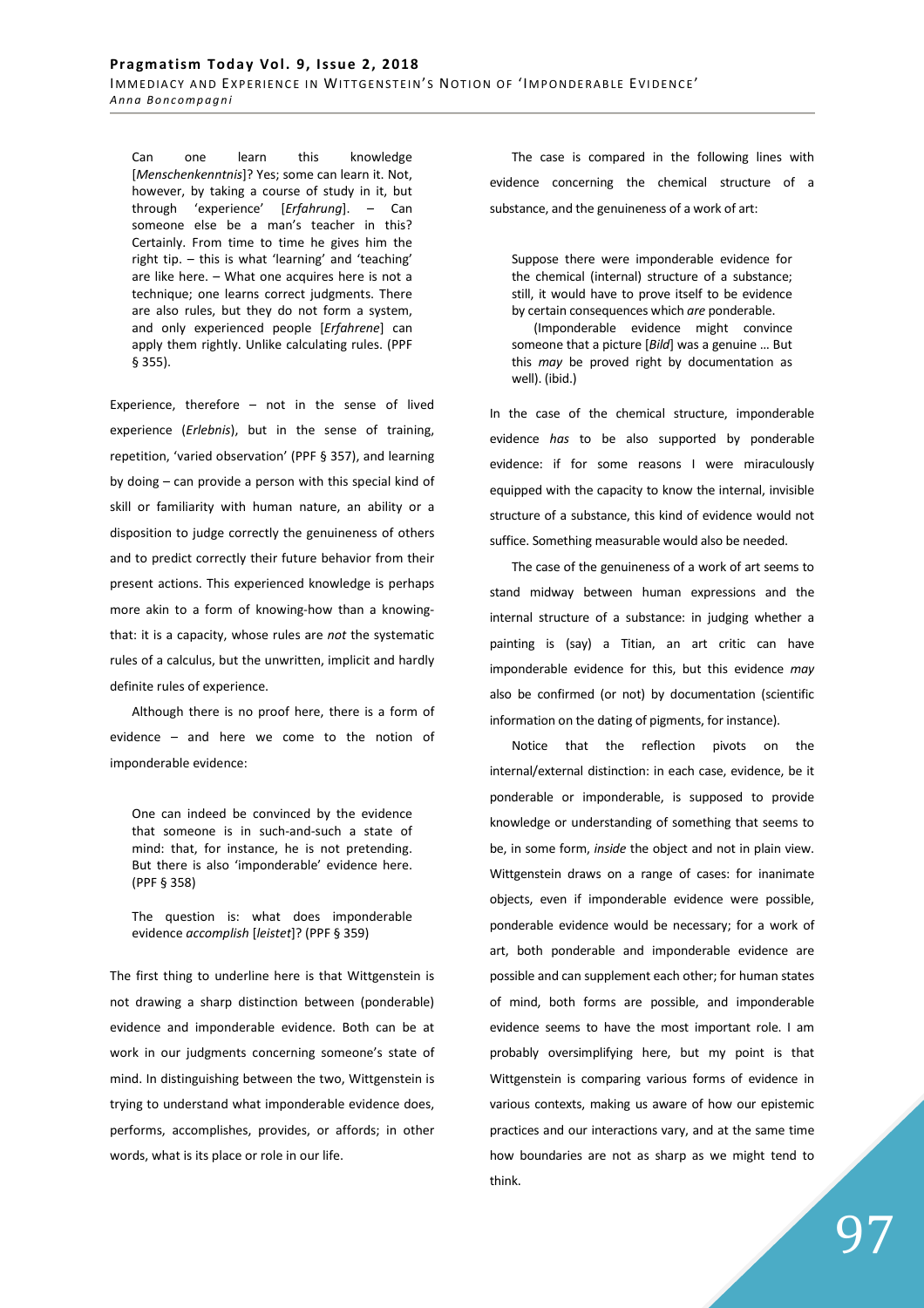> Can one learn this knowledge [*Menschenkenntnis*]? Yes; some can learn it. Not, however, by taking a course of study in it, but through 'experience' [*Erfahrung*]. – Can someone else be a man's teacher in this? Certainly. From time to time he gives him the right tip. – this is what 'learning' and 'teaching' are like here. – What one acquires here is not a technique; one learns correct judgments. There are also rules, but they do not form a system, and only experienced people [*Erfahrene*] can apply them rightly. Unlike calculating rules. (PPF § 355).

Experience, therefore – not in the sense of lived experience (*Erlebnis*), but in the sense of training, repetition, 'varied observation' (PPF § 357), and learning by doing – can provide a person with this special kind of skill or familiarity with human nature, an ability or a disposition to judge correctly the genuineness of others and to predict correctly their future behavior from their present actions. This experienced knowledge is perhaps more akin to a form of knowing-how than a knowing-that: it is a capacity, whose rules are *not* the systematic rules of a calculus, but the unwritten, implicit and hardly definite rules of experience.

Although there is no proof here, there is a form of evidence – and here we come to the notion of imponderable evidence:

> One can indeed be convinced by the evidence that someone is in such-and-such a state of mind: that, for instance, he is not pretending. But there is also 'imponderable' evidence here. (PPF § 358)

> The question is: what does imponderable evidence *accomplish* [*leistet*]? (PPF § 359)

The first thing to underline here is that Wittgenstein is not drawing a sharp distinction between (ponderable) evidence and imponderable evidence. Both can be at work in our judgments concerning someone's state of mind. In distinguishing between the two, Wittgenstein is trying to understand what imponderable evidence does, performs, accomplishes, provides, or affords; in other words, what is its place or role in our life.

The case is compared in the following lines with evidence concerning the chemical structure of a substance, and the genuineness of a work of art:

> Suppose there were imponderable evidence for the chemical (internal) structure of a substance; still, it would have to prove itself to be evidence by certain consequences which *are* ponderable.
>
> (Imponderable evidence might convince someone that a picture [*Bild*] was a genuine ... But this *may* be proved right by documentation as well). (ibid.)

In the case of the chemical structure, imponderable evidence *has* to be also supported by ponderable evidence: if for some reasons I were miraculously equipped with the capacity to know the internal, invisible structure of a substance, this kind of evidence would not suffice. Something measurable would also be needed.

The case of the genuineness of a work of art seems to stand midway between human expressions and the internal structure of a substance: in judging whether a painting is (say) a Titian, an art critic can have imponderable evidence for this, but this evidence *may* also be confirmed (or not) by documentation (scientific information on the dating of pigments, for instance).

Notice that the reflection pivots on the internal/external distinction: in each case, evidence, be it ponderable or imponderable, is supposed to provide knowledge or understanding of something that seems to be, in some form, *inside* the object and not in plain view. Wittgenstein draws on a range of cases: for inanimate objects, even if imponderable evidence were possible, ponderable evidence would be necessary; for a work of art, both ponderable and imponderable evidence are possible and can supplement each other; for human states of mind, both forms are possible, and imponderable evidence seems to have the most important role. I am probably oversimplifying here, but my point is that Wittgenstein is comparing various forms of evidence in various contexts, making us aware of how our epistemic practices and our interactions vary, and at the same time how boundaries are not as sharp as we might tend to think.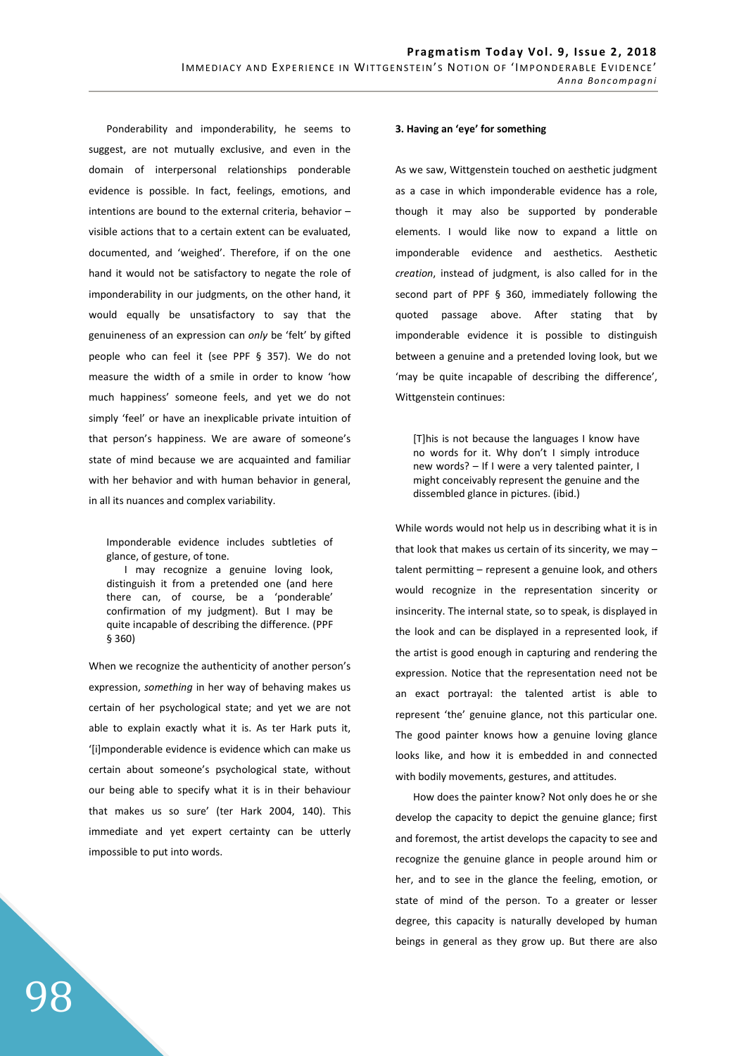Ponderability and imponderability, he seems to suggest, are not mutually exclusive, and even in the domain of interpersonal relationships ponderable evidence is possible. In fact, feelings, emotions, and intentions are bound to the external criteria, behavior – visible actions that to a certain extent can be evaluated, documented, and 'weighed'. Therefore, if on the one hand it would not be satisfactory to negate the role of imponderability in our judgments, on the other hand, it would equally be unsatisfactory to say that the genuineness of an expression can *only* be 'felt' by gifted people who can feel it (see PPF § 357). We do not measure the width of a smile in order to know 'how much happiness' someone feels, and yet we do not simply 'feel' or have an inexplicable private intuition of that person's happiness. We are aware of someone's state of mind because we are acquainted and familiar with her behavior and with human behavior in general, in all its nuances and complex variability.

> Imponderable evidence includes subtleties of glance, of gesture, of tone.
>
> I may recognize a genuine loving look, distinguish it from a pretended one (and here there can, of course, be a 'ponderable' confirmation of my judgment). But I may be quite incapable of describing the difference. (PPF § 360)

When we recognize the authenticity of another person's expression, *something* in her way of behaving makes us certain of her psychological state; and yet we are not able to explain exactly what it is. As ter Hark puts it, '[i]mponderable evidence is evidence which can make us certain about someone's psychological state, without our being able to specify what it is in their behaviour that makes us so sure' (ter Hark 2004, 140). This immediate and yet expert certainty can be utterly impossible to put into words.

### 3. Having an 'eye' for something

As we saw, Wittgenstein touched on aesthetic judgment as a case in which imponderable evidence has a role, though it may also be supported by ponderable elements. I would like now to expand a little on imponderable evidence and aesthetics. Aesthetic *creation*, instead of judgment, is also called for in the second part of PPF § 360, immediately following the quoted passage above. After stating that by imponderable evidence it is possible to distinguish between a genuine and a pretended loving look, but we 'may be quite incapable of describing the difference', Wittgenstein continues:

> [T]his is not because the languages I know have no words for it. Why don't I simply introduce new words? – If I were a very talented painter, I might conceivably represent the genuine and the dissembled glance in pictures. (ibid.)

While words would not help us in describing what it is in that look that makes us certain of its sincerity, we may – talent permitting – represent a genuine look, and others would recognize in the representation sincerity or insincerity. The internal state, so to speak, is displayed in the look and can be displayed in a represented look, if the artist is good enough in capturing and rendering the expression. Notice that the representation need not be an exact portrayal: the talented artist is able to represent 'the' genuine glance, not this particular one. The good painter knows how a genuine loving glance looks like, and how it is embedded in and connected with bodily movements, gestures, and attitudes.

How does the painter know? Not only does he or she develop the capacity to depict the genuine glance; first and foremost, the artist develops the capacity to see and recognize the genuine glance in people around him or her, and to see in the glance the feeling, emotion, or state of mind of the person. To a greater or lesser degree, this capacity is naturally developed by human beings in general as they grow up. But there are also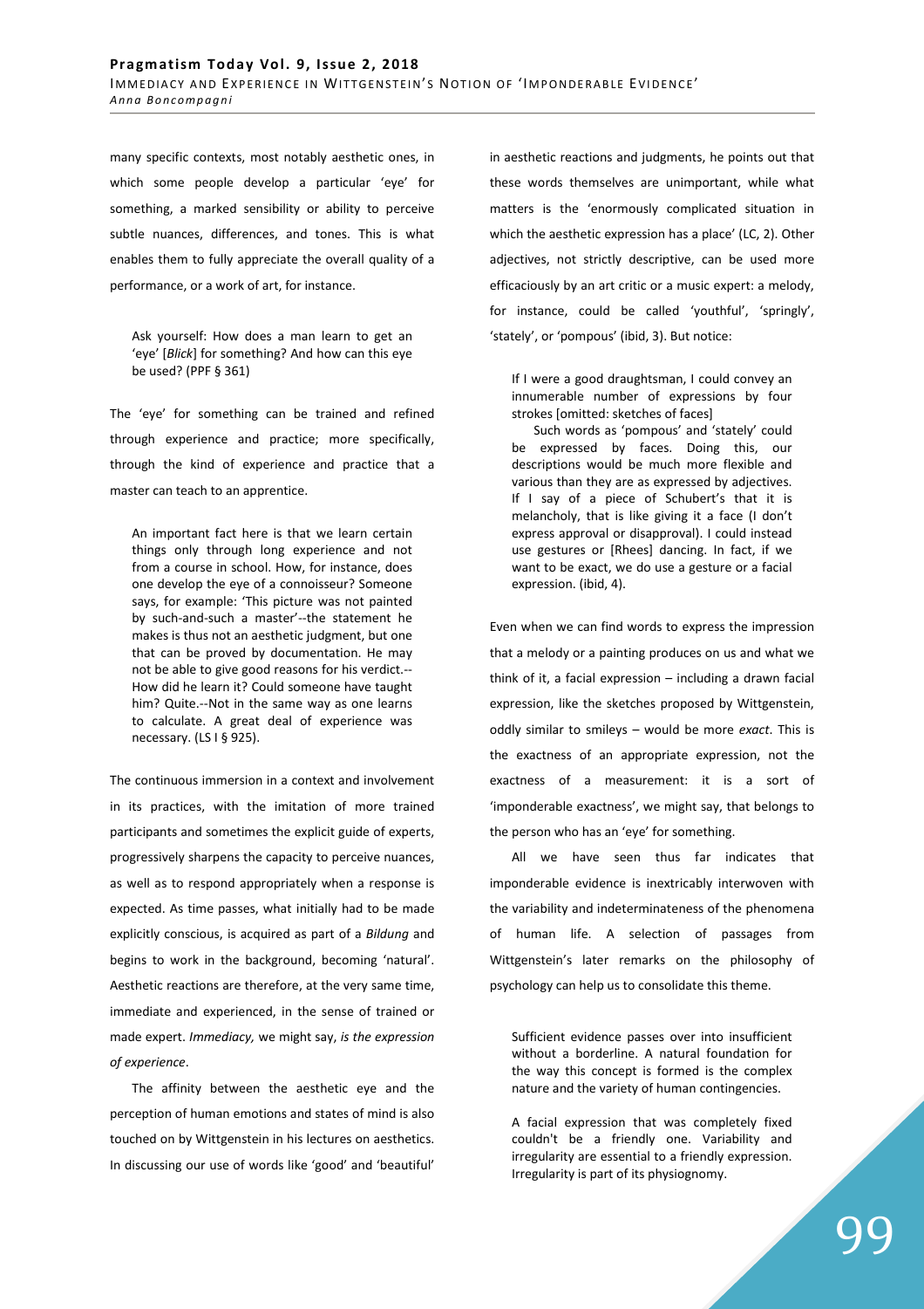many specific contexts, most notably aesthetic ones, in which some people develop a particular 'eye' for something, a marked sensibility or ability to perceive subtle nuances, differences, and tones. This is what enables them to fully appreciate the overall quality of a performance, or a work of art, for instance.

> Ask yourself: How does a man learn to get an 'eye' [*Blick*] for something? And how can this eye be used? (PPF § 361)

The 'eye' for something can be trained and refined through experience and practice; more specifically, through the kind of experience and practice that a master can teach to an apprentice.

> An important fact here is that we learn certain things only through long experience and not from a course in school. How, for instance, does one develop the eye of a connoisseur? Someone says, for example: 'This picture was not painted by such-and-such a master'--the statement he makes is thus not an aesthetic judgment, but one that can be proved by documentation. He may not be able to give good reasons for his verdict.--How did he learn it? Could someone have taught him? Quite.--Not in the same way as one learns to calculate. A great deal of experience was necessary. (LS I § 925).

The continuous immersion in a context and involvement in its practices, with the imitation of more trained participants and sometimes the explicit guide of experts, progressively sharpens the capacity to perceive nuances, as well as to respond appropriately when a response is expected. As time passes, what initially had to be made explicitly conscious, is acquired as part of a *Bildung* and begins to work in the background, becoming 'natural'. Aesthetic reactions are therefore, at the very same time, immediate and experienced, in the sense of trained or made expert. *Immediacy,* we might say, *is the expression of experience*.

The affinity between the aesthetic eye and the perception of human emotions and states of mind is also touched on by Wittgenstein in his lectures on aesthetics. In discussing our use of words like 'good' and 'beautiful' in aesthetic reactions and judgments, he points out that these words themselves are unimportant, while what matters is the 'enormously complicated situation in which the aesthetic expression has a place' (LC, 2). Other adjectives, not strictly descriptive, can be used more efficaciously by an art critic or a music expert: a melody, for instance, could be called 'youthful', 'springly', 'stately', or 'pompous' (ibid, 3). But notice:

> If I were a good draughtsman, I could convey an innumerable number of expressions by four strokes [omitted: sketches of faces]
>
> Such words as 'pompous' and 'stately' could be expressed by faces. Doing this, our descriptions would be much more flexible and various than they are as expressed by adjectives. If I say of a piece of Schubert's that it is melancholy, that is like giving it a face (I don't express approval or disapproval). I could instead use gestures or [Rhees] dancing. In fact, if we want to be exact, we do use a gesture or a facial expression. (ibid, 4).

Even when we can find words to express the impression that a melody or a painting produces on us and what we think of it, a facial expression – including a drawn facial expression, like the sketches proposed by Wittgenstein, oddly similar to smileys – would be more *exact*. This is the exactness of an appropriate expression, not the exactness of a measurement: it is a sort of 'imponderable exactness', we might say, that belongs to the person who has an 'eye' for something.

All we have seen thus far indicates that imponderable evidence is inextricably interwoven with the variability and indeterminateness of the phenomena of human life. A selection of passages from Wittgenstein's later remarks on the philosophy of psychology can help us to consolidate this theme.

> Sufficient evidence passes over into insufficient without a borderline. A natural foundation for the way this concept is formed is the complex nature and the variety of human contingencies.
>
> A facial expression that was completely fixed couldn't be a friendly one. Variability and irregularity are essential to a friendly expression. Irregularity is part of its physiognomy.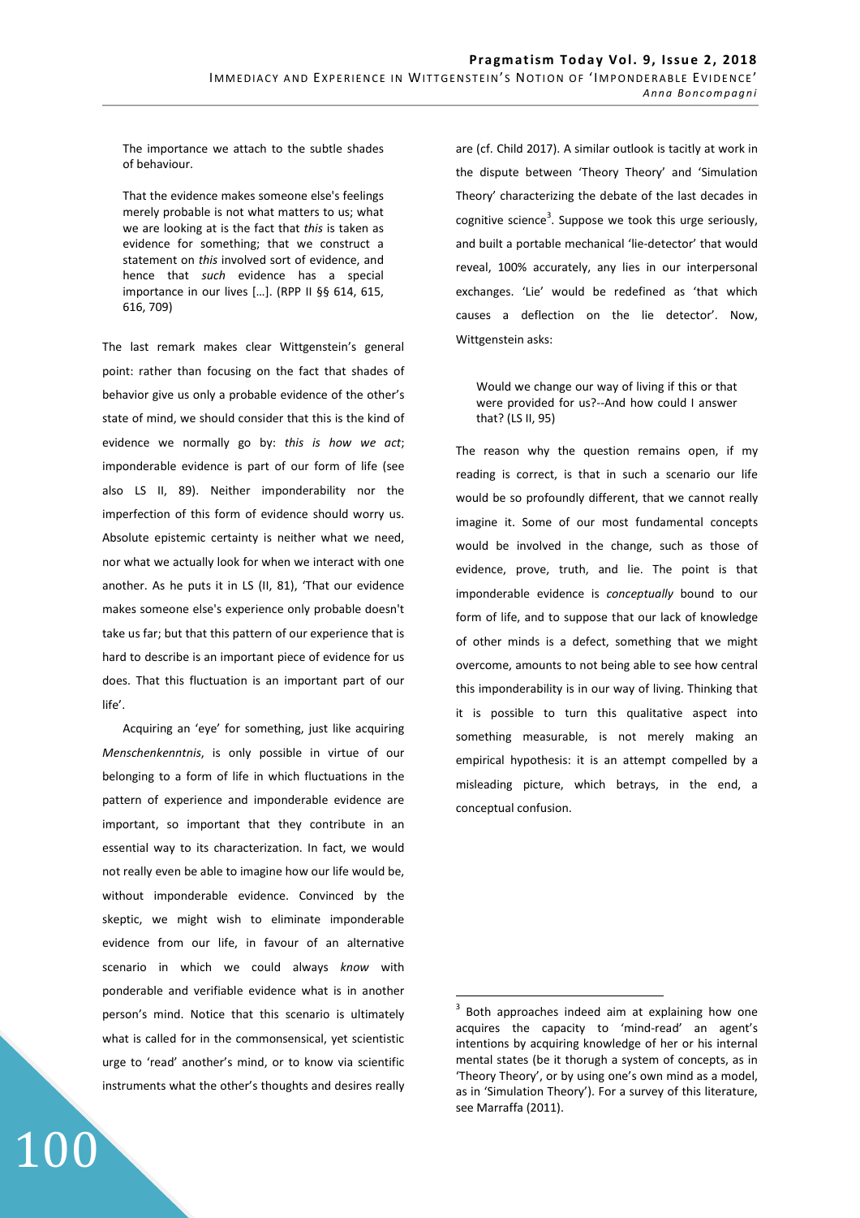> The importance we attach to the subtle shades of behaviour.
>
> That the evidence makes someone else's feelings merely probable is not what matters to us; what we are looking at is the fact that *this* is taken as evidence for something; that we construct a statement on *this* involved sort of evidence, and hence that *such* evidence has a special importance in our lives […]. (RPP II §§ 614, 615, 616, 709)

The last remark makes clear Wittgenstein's general point: rather than focusing on the fact that shades of behavior give us only a probable evidence of the other's state of mind, we should consider that this is the kind of evidence we normally go by: *this is how we act*; imponderable evidence is part of our form of life (see also LS II, 89). Neither imponderability nor the imperfection of this form of evidence should worry us. Absolute epistemic certainty is neither what we need, nor what we actually look for when we interact with one another. As he puts it in LS (II, 81), 'That our evidence makes someone else's experience only probable doesn't take us far; but that this pattern of our experience that is hard to describe is an important piece of evidence for us does. That this fluctuation is an important part of our life'.

Acquiring an 'eye' for something, just like acquiring *Menschenkenntnis*, is only possible in virtue of our belonging to a form of life in which fluctuations in the pattern of experience and imponderable evidence are important, so important that they contribute in an essential way to its characterization. In fact, we would not really even be able to imagine how our life would be, without imponderable evidence. Convinced by the skeptic, we might wish to eliminate imponderable evidence from our life, in favour of an alternative scenario in which we could always *know* with ponderable and verifiable evidence what is in another person's mind. Notice that this scenario is ultimately what is called for in the commonsensical, yet scientistic urge to 'read' another's mind, or to know via scientific instruments what the other's thoughts and desires really are (cf. Child 2017). A similar outlook is tacitly at work in the dispute between 'Theory Theory' and 'Simulation Theory' characterizing the debate of the last decades in cognitive science[3]. Suppose we took this urge seriously, and built a portable mechanical 'lie-detector' that would reveal, 100% accurately, any lies in our interpersonal exchanges. 'Lie' would be redefined as 'that which causes a deflection on the lie detector'. Now, Wittgenstein asks:

> Would we change our way of living if this or that were provided for us?--And how could I answer that? (LS II, 95)

The reason why the question remains open, if my reading is correct, is that in such a scenario our life would be so profoundly different, that we cannot really imagine it. Some of our most fundamental concepts would be involved in the change, such as those of evidence, prove, truth, and lie. The point is that imponderable evidence is *conceptually* bound to our form of life, and to suppose that our lack of knowledge of other minds is a defect, something that we might overcome, amounts to not being able to see how central this imponderability is in our way of living. Thinking that it is possible to turn this qualitative aspect into something measurable, is not merely making an empirical hypothesis: it is an attempt compelled by a misleading picture, which betrays, in the end, a conceptual confusion.

---

[3] Both approaches indeed aim at explaining how one acquires the capacity to 'mind-read' an agent's intentions by acquiring knowledge of her or his internal mental states (be it thorugh a system of concepts, as in 'Theory Theory', or by using one's own mind as a model, as in 'Simulation Theory'). For a survey of this literature, see Marraffa (2011).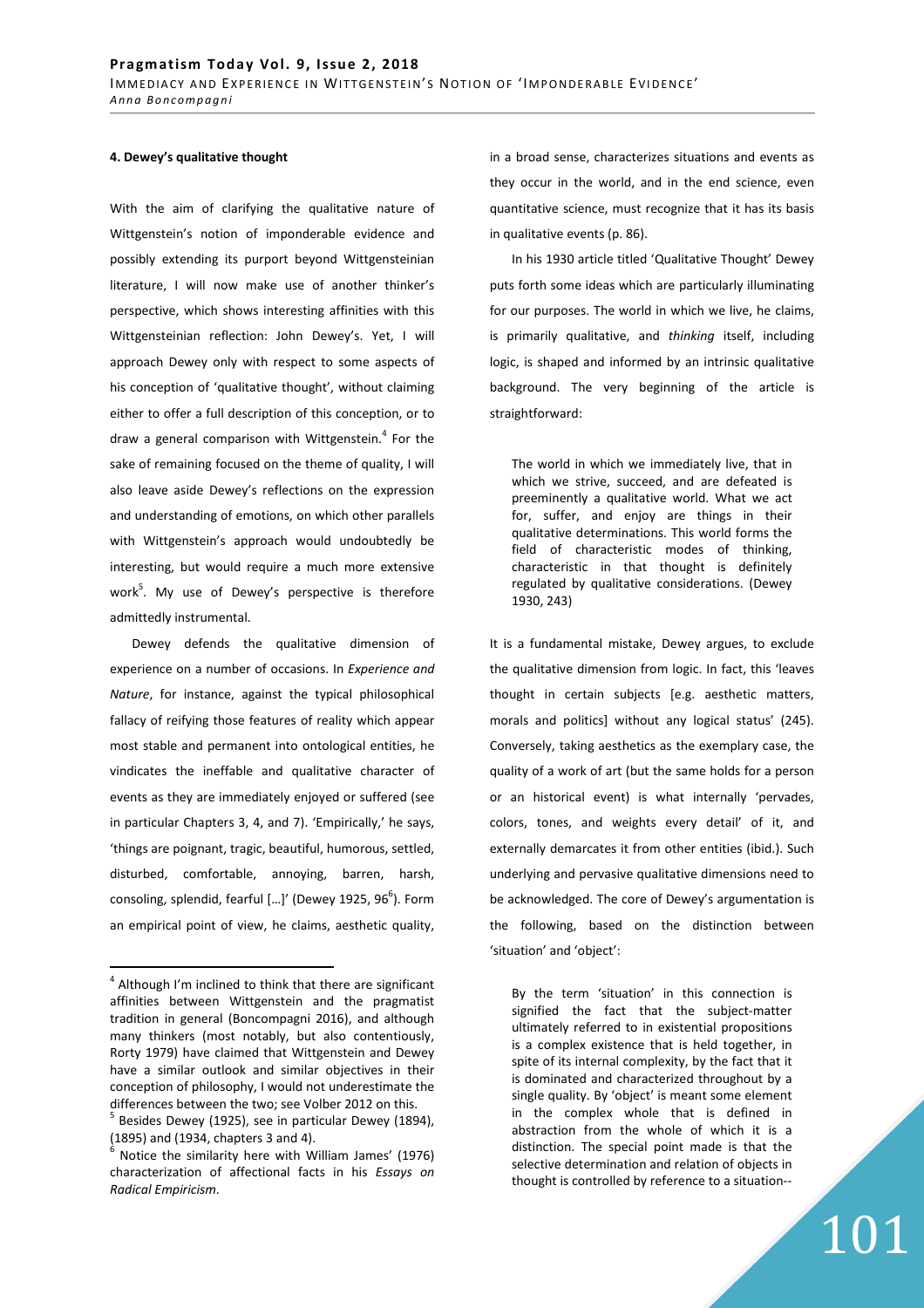#### 4. Dewey's qualitative thought

With the aim of clarifying the qualitative nature of Wittgenstein's notion of imponderable evidence and possibly extending its purport beyond Wittgensteinian literature, I will now make use of another thinker's perspective, which shows interesting affinities with this Wittgensteinian reflection: John Dewey's. Yet, I will approach Dewey only with respect to some aspects of his conception of 'qualitative thought', without claiming either to offer a full description of this conception, or to draw a general comparison with Wittgenstein.[4] For the sake of remaining focused on the theme of quality, I will also leave aside Dewey's reflections on the expression and understanding of emotions, on which other parallels with Wittgenstein's approach would undoubtedly be interesting, but would require a much more extensive work[5]. My use of Dewey's perspective is therefore admittedly instrumental.

Dewey defends the qualitative dimension of experience on a number of occasions. In *Experience and Nature*, for instance, against the typical philosophical fallacy of reifying those features of reality which appear most stable and permanent into ontological entities, he vindicates the ineffable and qualitative character of events as they are immediately enjoyed or suffered (see in particular Chapters 3, 4, and 7). 'Empirically,' he says, 'things are poignant, tragic, beautiful, humorous, settled, disturbed, comfortable, annoying, barren, harsh, consoling, splendid, fearful […]' (Dewey 1925, 96[6]). Form an empirical point of view, he claims, aesthetic quality, in a broad sense, characterizes situations and events as they occur in the world, and in the end science, even quantitative science, must recognize that it has its basis in qualitative events (p. 86).

In his 1930 article titled 'Qualitative Thought' Dewey puts forth some ideas which are particularly illuminating for our purposes. The world in which we live, he claims, is primarily qualitative, and *thinking* itself, including logic, is shaped and informed by an intrinsic qualitative background. The very beginning of the article is straightforward:

> The world in which we immediately live, that in which we strive, succeed, and are defeated is preeminently a qualitative world. What we act for, suffer, and enjoy are things in their qualitative determinations. This world forms the field of characteristic modes of thinking, characteristic in that thought is definitely regulated by qualitative considerations. (Dewey 1930, 243)

It is a fundamental mistake, Dewey argues, to exclude the qualitative dimension from logic. In fact, this 'leaves thought in certain subjects [e.g. aesthetic matters, morals and politics] without any logical status' (245). Conversely, taking aesthetics as the exemplary case, the quality of a work of art (but the same holds for a person or an historical event) is what internally 'pervades, colors, tones, and weights every detail' of it, and externally demarcates it from other entities (ibid.). Such underlying and pervasive qualitative dimensions need to be acknowledged. The core of Dewey's argumentation is the following, based on the distinction between 'situation' and 'object':

> By the term 'situation' in this connection is signified the fact that the subject-matter ultimately referred to in existential propositions is a complex existence that is held together, in spite of its internal complexity, by the fact that it is dominated and characterized throughout by a single quality. By 'object' is meant some element in the complex whole that is defined in abstraction from the whole of which it is a distinction. The special point made is that the selective determination and relation of objects in thought is controlled by reference to a situation--

---

[4] Although I'm inclined to think that there are significant affinities between Wittgenstein and the pragmatist tradition in general (Boncompagni 2016), and although many thinkers (most notably, but also contentiously, Rorty 1979) have claimed that Wittgenstein and Dewey have a similar outlook and similar objectives in their conception of philosophy, I would not underestimate the differences between the two; see Volber 2012 on this.

[5] Besides Dewey (1925), see in particular Dewey (1894), (1895) and (1934, chapters 3 and 4).

[6] Notice the similarity here with William James' (1976) characterization of affectional facts in his *Essays on Radical Empiricism*.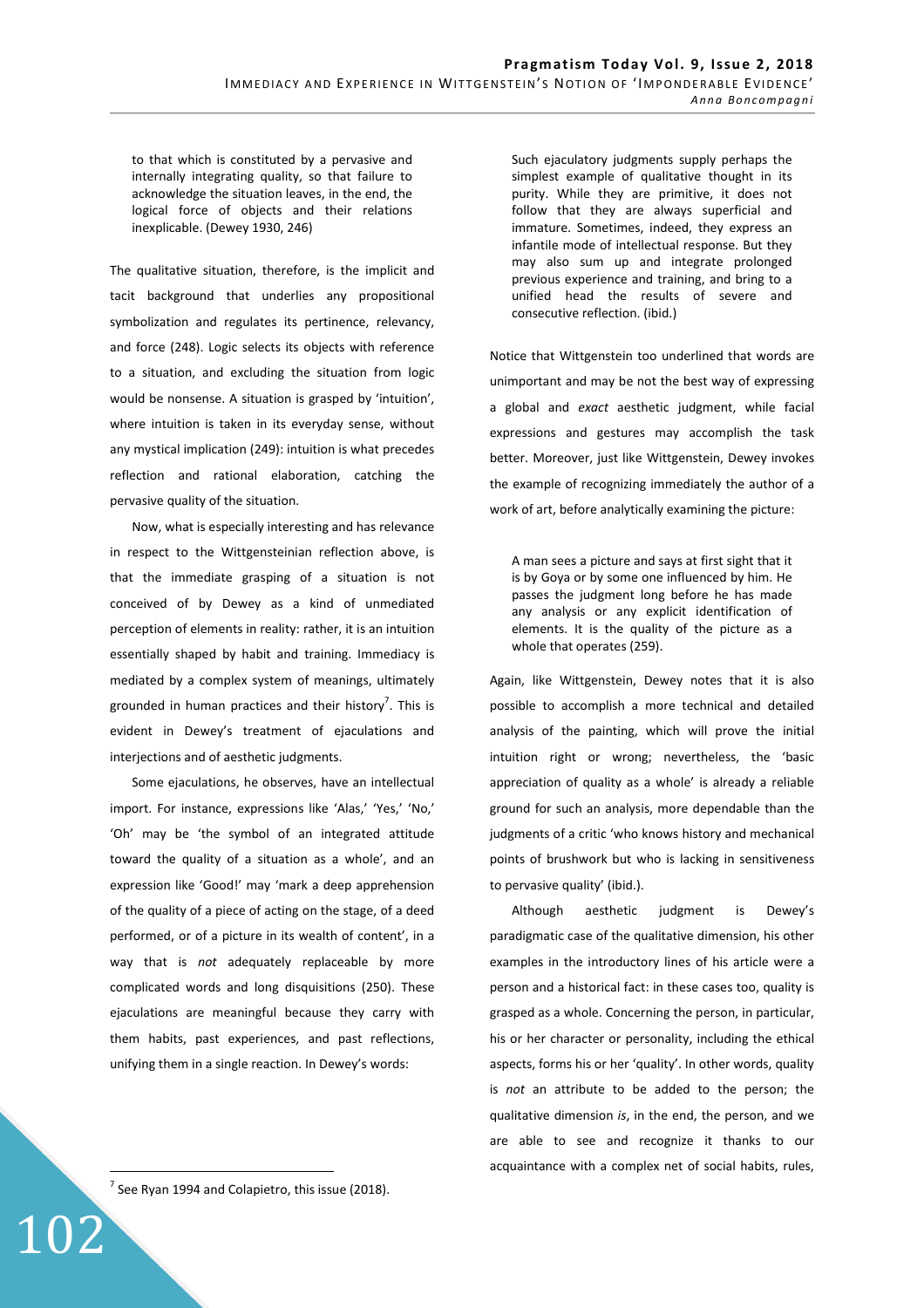> to that which is constituted by a pervasive and internally integrating quality, so that failure to acknowledge the situation leaves, in the end, the logical force of objects and their relations inexplicable. (Dewey 1930, 246)

The qualitative situation, therefore, is the implicit and tacit background that underlies any propositional symbolization and regulates its pertinence, relevancy, and force (248). Logic selects its objects with reference to a situation, and excluding the situation from logic would be nonsense. A situation is grasped by 'intuition', where intuition is taken in its everyday sense, without any mystical implication (249): intuition is what precedes reflection and rational elaboration, catching the pervasive quality of the situation.

Now, what is especially interesting and has relevance in respect to the Wittgensteinian reflection above, is that the immediate grasping of a situation is not conceived of by Dewey as a kind of unmediated perception of elements in reality: rather, it is an intuition essentially shaped by habit and training. Immediacy is mediated by a complex system of meanings, ultimately grounded in human practices and their history[7]. This is evident in Dewey's treatment of ejaculations and interjections and of aesthetic judgments.

Some ejaculations, he observes, have an intellectual import. For instance, expressions like 'Alas,' 'Yes,' 'No,' 'Oh' may be 'the symbol of an integrated attitude toward the quality of a situation as a whole', and an expression like 'Good!' may 'mark a deep apprehension of the quality of a piece of acting on the stage, of a deed performed, or of a picture in its wealth of content', in a way that is *not* adequately replaceable by more complicated words and long disquisitions (250). These ejaculations are meaningful because they carry with them habits, past experiences, and past reflections, unifying them in a single reaction. In Dewey's words:

> Such ejaculatory judgments supply perhaps the simplest example of qualitative thought in its purity. While they are primitive, it does not follow that they are always superficial and immature. Sometimes, indeed, they express an infantile mode of intellectual response. But they may also sum up and integrate prolonged previous experience and training, and bring to a unified head the results of severe and consecutive reflection. (ibid.)

Notice that Wittgenstein too underlined that words are unimportant and may be not the best way of expressing a global and *exact* aesthetic judgment, while facial expressions and gestures may accomplish the task better. Moreover, just like Wittgenstein, Dewey invokes the example of recognizing immediately the author of a work of art, before analytically examining the picture:

> A man sees a picture and says at first sight that it is by Goya or by some one influenced by him. He passes the judgment long before he has made any analysis or any explicit identification of elements. It is the quality of the picture as a whole that operates (259).

Again, like Wittgenstein, Dewey notes that it is also possible to accomplish a more technical and detailed analysis of the painting, which will prove the initial intuition right or wrong; nevertheless, the 'basic appreciation of quality as a whole' is already a reliable ground for such an analysis, more dependable than the judgments of a critic 'who knows history and mechanical points of brushwork but who is lacking in sensitiveness to pervasive quality' (ibid.).

Although aesthetic judgment is Dewey's paradigmatic case of the qualitative dimension, his other examples in the introductory lines of his article were a person and a historical fact: in these cases too, quality is grasped as a whole. Concerning the person, in particular, his or her character or personality, including the ethical aspects, forms his or her 'quality'. In other words, quality is *not* an attribute to be added to the person; the qualitative dimension *is*, in the end, the person, and we are able to see and recognize it thanks to our acquaintance with a complex net of social habits, rules,

---

[7] See Ryan 1994 and Colapietro, this issue (2018).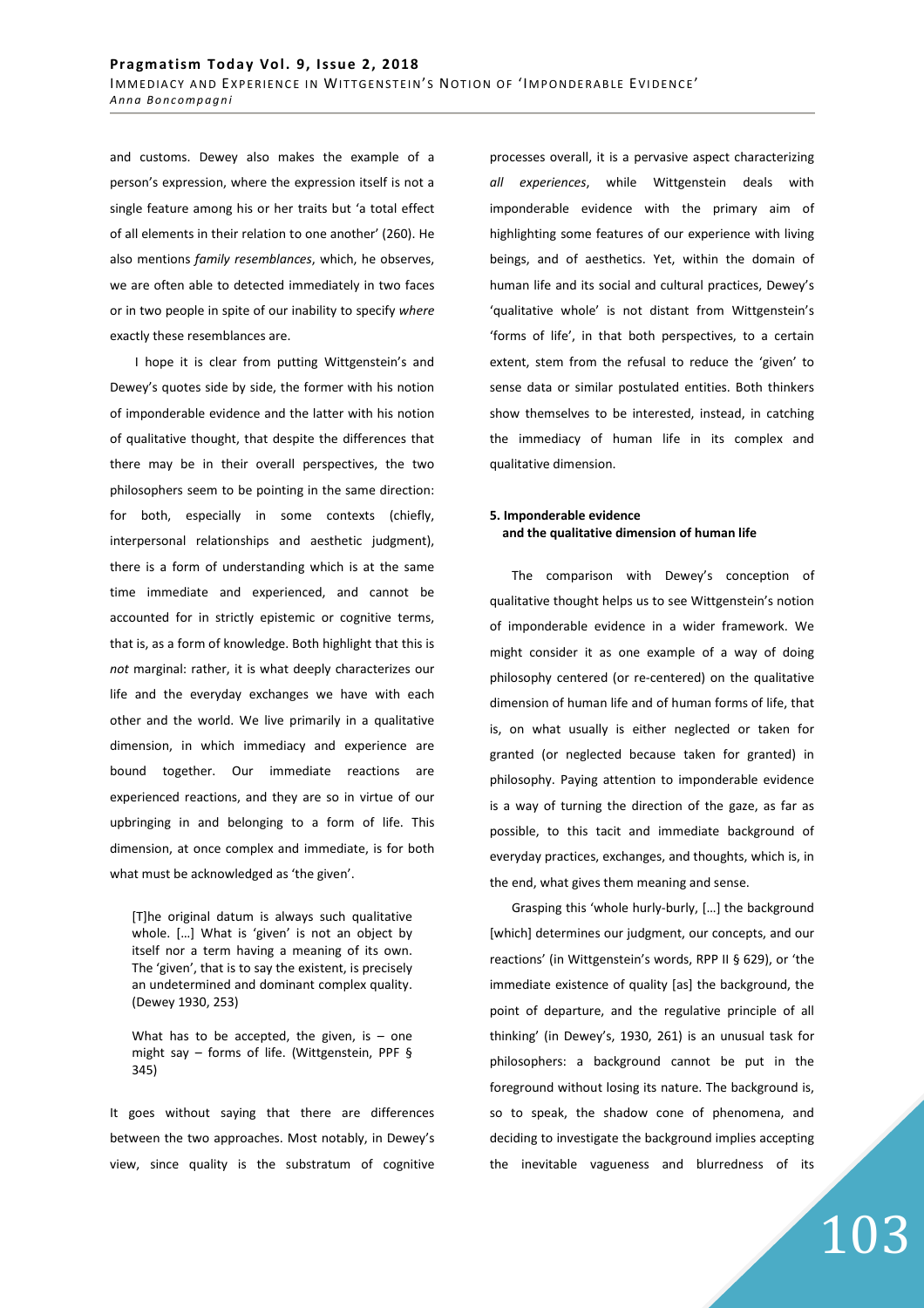and customs. Dewey also makes the example of a person's expression, where the expression itself is not a single feature among his or her traits but 'a total effect of all elements in their relation to one another' (260). He also mentions *family resemblances*, which, he observes, we are often able to detected immediately in two faces or in two people in spite of our inability to specify *where* exactly these resemblances are.

I hope it is clear from putting Wittgenstein's and Dewey's quotes side by side, the former with his notion of imponderable evidence and the latter with his notion of qualitative thought, that despite the differences that there may be in their overall perspectives, the two philosophers seem to be pointing in the same direction: for both, especially in some contexts (chiefly, interpersonal relationships and aesthetic judgment), there is a form of understanding which is at the same time immediate and experienced, and cannot be accounted for in strictly epistemic or cognitive terms, that is, as a form of knowledge. Both highlight that this is *not* marginal: rather, it is what deeply characterizes our life and the everyday exchanges we have with each other and the world. We live primarily in a qualitative dimension, in which immediacy and experience are bound together. Our immediate reactions are experienced reactions, and they are so in virtue of our upbringing in and belonging to a form of life. This dimension, at once complex and immediate, is for both what must be acknowledged as 'the given'.

> [T]he original datum is always such qualitative whole. […] What is 'given' is not an object by itself nor a term having a meaning of its own. The 'given', that is to say the existent, is precisely an undetermined and dominant complex quality. (Dewey 1930, 253)

> What has to be accepted, the given, is – one might say – forms of life. (Wittgenstein, PPF § 345)

It goes without saying that there are differences between the two approaches. Most notably, in Dewey's view, since quality is the substratum of cognitive processes overall, it is a pervasive aspect characterizing *all experiences*, while Wittgenstein deals with imponderable evidence with the primary aim of highlighting some features of our experience with living beings, and of aesthetics. Yet, within the domain of human life and its social and cultural practices, Dewey's 'qualitative whole' is not distant from Wittgenstein's 'forms of life', in that both perspectives, to a certain extent, stem from the refusal to reduce the 'given' to sense data or similar postulated entities. Both thinkers show themselves to be interested, instead, in catching the immediacy of human life in its complex and qualitative dimension.

## 5. Imponderable evidence and the qualitative dimension of human life

The comparison with Dewey's conception of qualitative thought helps us to see Wittgenstein's notion of imponderable evidence in a wider framework. We might consider it as one example of a way of doing philosophy centered (or re-centered) on the qualitative dimension of human life and of human forms of life, that is, on what usually is either neglected or taken for granted (or neglected because taken for granted) in philosophy. Paying attention to imponderable evidence is a way of turning the direction of the gaze, as far as possible, to this tacit and immediate background of everyday practices, exchanges, and thoughts, which is, in the end, what gives them meaning and sense.

Grasping this 'whole hurly-burly, […] the background [which] determines our judgment, our concepts, and our reactions' (in Wittgenstein's words, RPP II § 629), or 'the immediate existence of quality [as] the background, the point of departure, and the regulative principle of all thinking' (in Dewey's, 1930, 261) is an unusual task for philosophers: a background cannot be put in the foreground without losing its nature. The background is, so to speak, the shadow cone of phenomena, and deciding to investigate the background implies accepting the inevitable vagueness and blurredness of its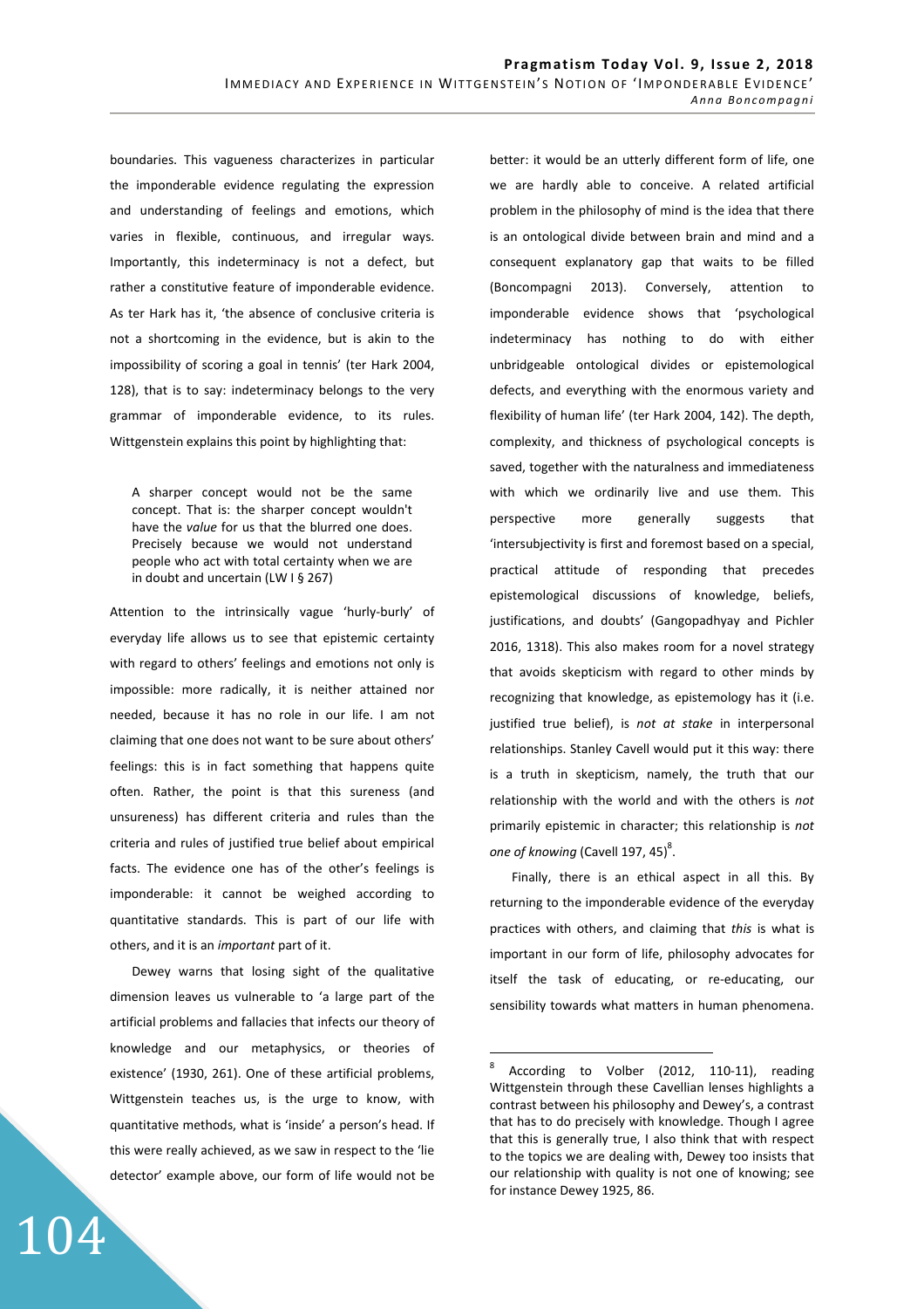boundaries. This vagueness characterizes in particular the imponderable evidence regulating the expression and understanding of feelings and emotions, which varies in flexible, continuous, and irregular ways. Importantly, this indeterminacy is not a defect, but rather a constitutive feature of imponderable evidence. As ter Hark has it, 'the absence of conclusive criteria is not a shortcoming in the evidence, but is akin to the impossibility of scoring a goal in tennis' (ter Hark 2004, 128), that is to say: indeterminacy belongs to the very grammar of imponderable evidence, to its rules. Wittgenstein explains this point by highlighting that:

> A sharper concept would not be the same concept. That is: the sharper concept wouldn't have the *value* for us that the blurred one does. Precisely because we would not understand people who act with total certainty when we are in doubt and uncertain (LW I § 267)

Attention to the intrinsically vague 'hurly-burly' of everyday life allows us to see that epistemic certainty with regard to others' feelings and emotions not only is impossible: more radically, it is neither attained nor needed, because it has no role in our life. I am not claiming that one does not want to be sure about others' feelings: this is in fact something that happens quite often. Rather, the point is that this sureness (and unsureness) has different criteria and rules than the criteria and rules of justified true belief about empirical facts. The evidence one has of the other's feelings is imponderable: it cannot be weighed according to quantitative standards. This is part of our life with others, and it is an *important* part of it.

Dewey warns that losing sight of the qualitative dimension leaves us vulnerable to 'a large part of the artificial problems and fallacies that infects our theory of knowledge and our metaphysics, or theories of existence' (1930, 261). One of these artificial problems, Wittgenstein teaches us, is the urge to know, with quantitative methods, what is 'inside' a person's head. If this were really achieved, as we saw in respect to the 'lie detector' example above, our form of life would not be better: it would be an utterly different form of life, one we are hardly able to conceive. A related artificial problem in the philosophy of mind is the idea that there is an ontological divide between brain and mind and a consequent explanatory gap that waits to be filled (Boncompagni 2013). Conversely, attention to imponderable evidence shows that 'psychological indeterminacy has nothing to do with either unbridgeable ontological divides or epistemological defects, and everything with the enormous variety and flexibility of human life' (ter Hark 2004, 142). The depth, complexity, and thickness of psychological concepts is saved, together with the naturalness and immediateness with which we ordinarily live and use them. This perspective more generally suggests that 'intersubjectivity is first and foremost based on a special, practical attitude of responding that precedes epistemological discussions of knowledge, beliefs, justifications, and doubts' (Gangopadhyay and Pichler 2016, 1318). This also makes room for a novel strategy that avoids skepticism with regard to other minds by recognizing that knowledge, as epistemology has it (i.e. justified true belief), is *not at stake* in interpersonal relationships. Stanley Cavell would put it this way: there is a truth in skepticism, namely, the truth that our relationship with the world and with the others is *not* primarily epistemic in character; this relationship is *not one of knowing* (Cavell 197, 45)[8].

Finally, there is an ethical aspect in all this. By returning to the imponderable evidence of the everyday practices with others, and claiming that *this* is what is important in our form of life, philosophy advocates for itself the task of educating, or re-educating, our sensibility towards what matters in human phenomena.

---

[8] According to Volber (2012, 110-11), reading Wittgenstein through these Cavellian lenses highlights a contrast between his philosophy and Dewey's, a contrast that has to do precisely with knowledge. Though I agree that this is generally true, I also think that with respect to the topics we are dealing with, Dewey too insists that our relationship with quality is not one of knowing; see for instance Dewey 1925, 86.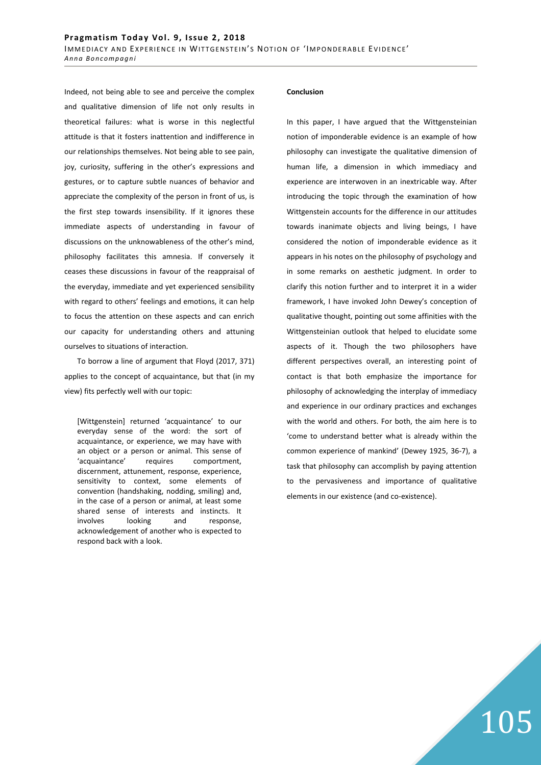Indeed, not being able to see and perceive the complex and qualitative dimension of life not only results in theoretical failures: what is worse in this neglectful attitude is that it fosters inattention and indifference in our relationships themselves. Not being able to see pain, joy, curiosity, suffering in the other's expressions and gestures, or to capture subtle nuances of behavior and appreciate the complexity of the person in front of us, is the first step towards insensibility. If it ignores these immediate aspects of understanding in favour of discussions on the unknowableness of the other's mind, philosophy facilitates this amnesia. If conversely it ceases these discussions in favour of the reappraisal of the everyday, immediate and yet experienced sensibility with regard to others' feelings and emotions, it can help to focus the attention on these aspects and can enrich our capacity for understanding others and attuning ourselves to situations of interaction.

To borrow a line of argument that Floyd (2017, 371) applies to the concept of acquaintance, but that (in my view) fits perfectly well with our topic:

> [Wittgenstein] returned 'acquaintance' to our everyday sense of the word: the sort of acquaintance, or experience, we may have with an object or a person or animal. This sense of 'acquaintance' requires comportment, discernment, attunement, response, experience, sensitivity to context, some elements of convention (handshaking, nodding, smiling) and, in the case of a person or animal, at least some shared sense of interests and instincts. It involves looking and response, acknowledgement of another who is expected to respond back with a look.

**Conclusion**

In this paper, I have argued that the Wittgensteinian notion of imponderable evidence is an example of how philosophy can investigate the qualitative dimension of human life, a dimension in which immediacy and experience are interwoven in an inextricable way. After introducing the topic through the examination of how Wittgenstein accounts for the difference in our attitudes towards inanimate objects and living beings, I have considered the notion of imponderable evidence as it appears in his notes on the philosophy of psychology and in some remarks on aesthetic judgment. In order to clarify this notion further and to interpret it in a wider framework, I have invoked John Dewey's conception of qualitative thought, pointing out some affinities with the Wittgensteinian outlook that helped to elucidate some aspects of it. Though the two philosophers have different perspectives overall, an interesting point of contact is that both emphasize the importance for philosophy of acknowledging the interplay of immediacy and experience in our ordinary practices and exchanges with the world and others. For both, the aim here is to 'come to understand better what is already within the common experience of mankind' (Dewey 1925, 36-7), a task that philosophy can accomplish by paying attention to the pervasiveness and importance of qualitative elements in our existence (and co-existence).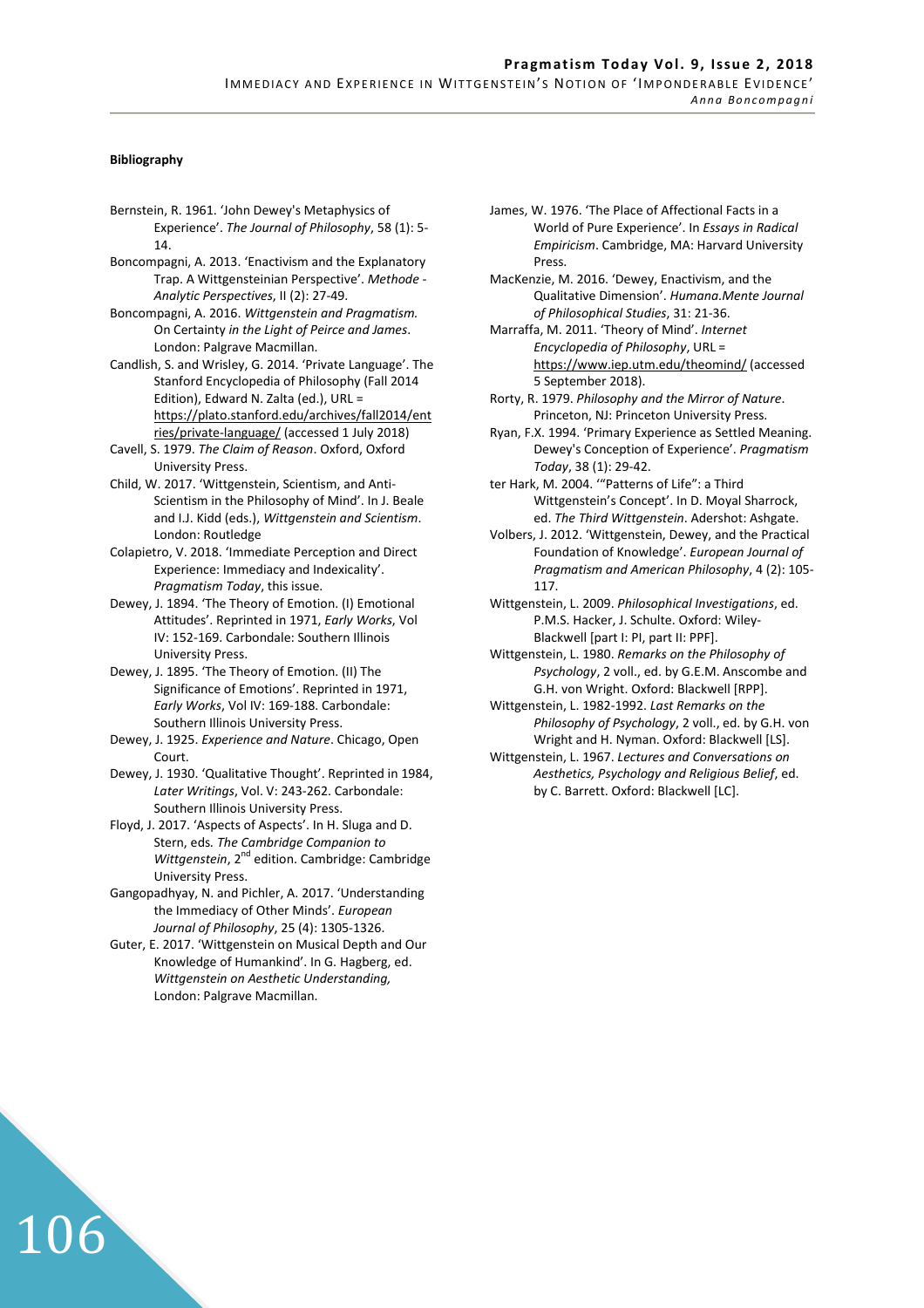**Bibliography**

Bernstein, R. 1961. 'John Dewey's Metaphysics of Experience'. *The Journal of Philosophy*, 58 (1): 5-14.

Boncompagni, A. 2013. 'Enactivism and the Explanatory Trap. A Wittgensteinian Perspective'. *Methode - Analytic Perspectives*, II (2): 27-49.

Boncompagni, A. 2016. *Wittgenstein and Pragmatism.* On Certainty *in the Light of Peirce and James*. London: Palgrave Macmillan.

Candlish, S. and Wrisley, G. 2014. 'Private Language'. The Stanford Encyclopedia of Philosophy (Fall 2014 Edition), Edward N. Zalta (ed.), URL = https://plato.stanford.edu/archives/fall2014/entries/private-language/ (accessed 1 July 2018)

Cavell, S. 1979. *The Claim of Reason*. Oxford, Oxford University Press.

Child, W. 2017. 'Wittgenstein, Scientism, and Anti-Scientism in the Philosophy of Mind'. In J. Beale and I.J. Kidd (eds.), *Wittgenstein and Scientism*. London: Routledge

Colapietro, V. 2018. 'Immediate Perception and Direct Experience: Immediacy and Indexicality'. *Pragmatism Today*, this issue.

Dewey, J. 1894. 'The Theory of Emotion. (I) Emotional Attitudes'. Reprinted in 1971, *Early Works*, Vol IV: 152-169. Carbondale: Southern Illinois University Press.

Dewey, J. 1895. 'The Theory of Emotion. (II) The Significance of Emotions'. Reprinted in 1971, *Early Works*, Vol IV: 169-188. Carbondale: Southern Illinois University Press.

Dewey, J. 1925. *Experience and Nature*. Chicago, Open Court.

Dewey, J. 1930. 'Qualitative Thought'. Reprinted in 1984, *Later Writings*, Vol. V: 243-262. Carbondale: Southern Illinois University Press.

Floyd, J. 2017. 'Aspects of Aspects'. In H. Sluga and D. Stern, eds. *The Cambridge Companion to Wittgenstein*, 2nd edition. Cambridge: Cambridge University Press.

Gangopadhyay, N. and Pichler, A. 2017. 'Understanding the Immediacy of Other Minds'. *European Journal of Philosophy*, 25 (4): 1305-1326.

Guter, E. 2017. 'Wittgenstein on Musical Depth and Our Knowledge of Humankind'. In G. Hagberg, ed. *Wittgenstein on Aesthetic Understanding,* London: Palgrave Macmillan.

James, W. 1976. 'The Place of Affectional Facts in a World of Pure Experience'. In *Essays in Radical Empiricism*. Cambridge, MA: Harvard University Press.

MacKenzie, M. 2016. 'Dewey, Enactivism, and the Qualitative Dimension'. *Humana.Mente Journal of Philosophical Studies*, 31: 21-36.

Marraffa, M. 2011. 'Theory of Mind'. *Internet Encyclopedia of Philosophy*, URL = https://www.iep.utm.edu/theomind/ (accessed 5 September 2018).

Rorty, R. 1979. *Philosophy and the Mirror of Nature*. Princeton, NJ: Princeton University Press.

Ryan, F.X. 1994. 'Primary Experience as Settled Meaning. Dewey's Conception of Experience'. *Pragmatism Today*, 38 (1): 29-42.

ter Hark, M. 2004. '"Patterns of Life": a Third Wittgenstein's Concept'. In D. Moyal Sharrock, ed. *The Third Wittgenstein*. Adershot: Ashgate.

Volbers, J. 2012. 'Wittgenstein, Dewey, and the Practical Foundation of Knowledge'. *European Journal of Pragmatism and American Philosophy*, 4 (2): 105-117.

Wittgenstein, L. 2009. *Philosophical Investigations*, ed. P.M.S. Hacker, J. Schulte. Oxford: Wiley-Blackwell [part I: PI, part II: PPF].

Wittgenstein, L. 1980. *Remarks on the Philosophy of Psychology*, 2 voll., ed. by G.E.M. Anscombe and G.H. von Wright. Oxford: Blackwell [RPP].

Wittgenstein, L. 1982-1992. *Last Remarks on the Philosophy of Psychology*, 2 voll., ed. by G.H. von Wright and H. Nyman. Oxford: Blackwell [LS].

Wittgenstein, L. 1967. *Lectures and Conversations on Aesthetics, Psychology and Religious Belief*, ed. by C. Barrett. Oxford: Blackwell [LC].